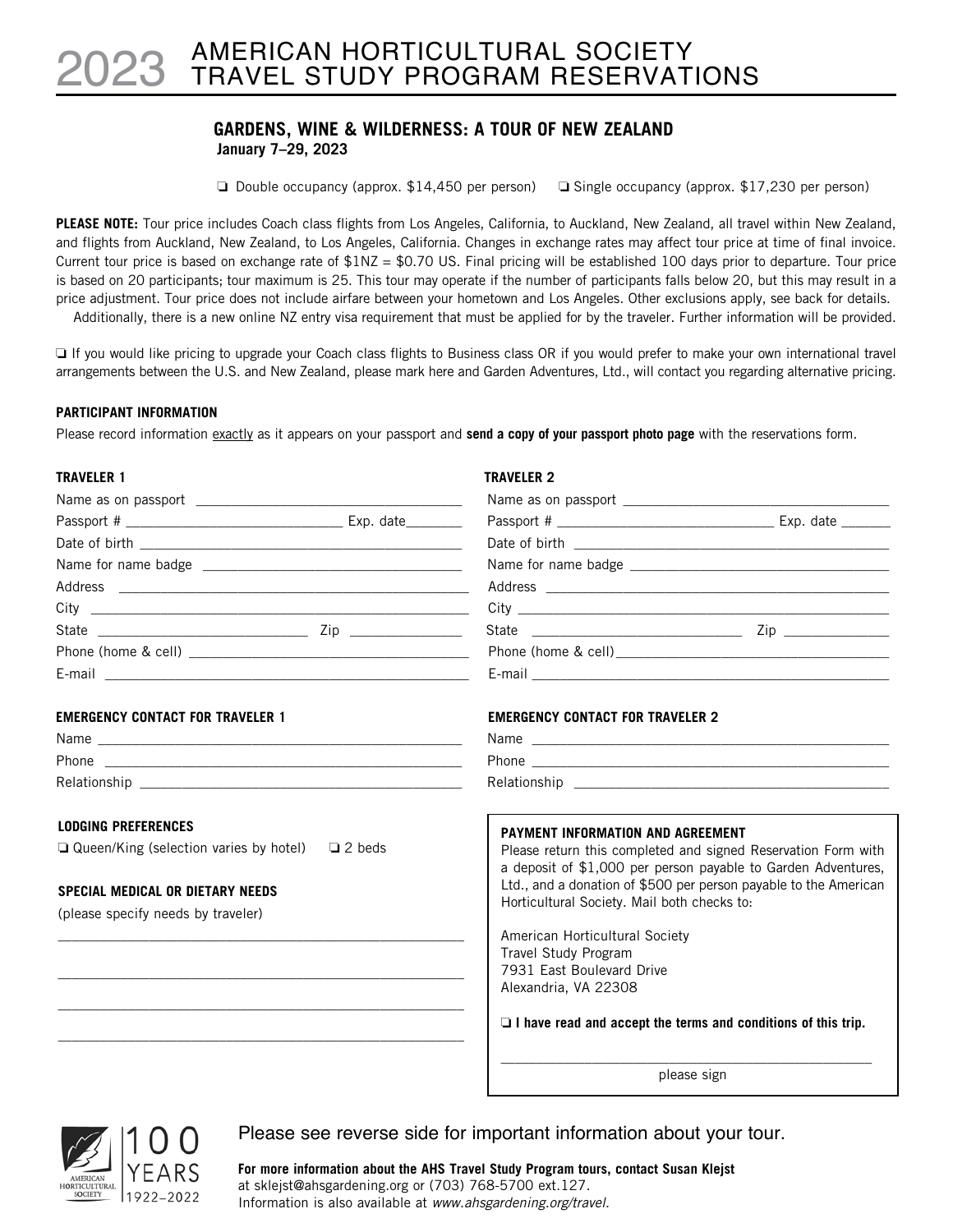# 2023 AMERICAN HORTICULTURAL SOCIETY TRAVEL STUDY PROGRAM RESERVATIONS

## GARDENS, WINE & WILDERNESS: A TOUR OF NEW ZEALAND

**January 7–29, 2023**

❑ Double occupancy (approx. $14,450 per person)  ❑ Single occupancy (approx. $17,230 per person)

**PLEASE NOTE:** Tour price includes Coach class flights from Los Angeles, California, to Auckland, New Zealand, all travel within New Zealand, and flights from Auckland, New Zealand, to Los Angeles, California. Changes in exchange rates may affect tour price at time of final invoice. Current tour price is based on exchange rate of $1NZ = $0.70 US. Final pricing will be established 100 days prior to departure. Tour price is based on 20 participants; tour maximum is 25. This tour may operate if the number of participants falls below 20, but this may result in a price adjustment. Tour price does not include airfare between your hometown and Los Angeles. Other exclusions apply, see back for details.

Additionally, there is a new online NZ entry visa requirement that must be applied for by the traveler. Further information will be provided.

❑ If you would like pricing to upgrade your Coach class flights to Business class OR if you would prefer to make your own international travel arrangements between the U.S. and New Zealand, please mark here and Garden Adventures, Ltd., will contact you regarding alternative pricing.

### PARTICIPANT INFORMATION

Please record information exactly as it appears on your passport and **send a copy of your passport photo page** with the reservations form.

**TRAVELER 1**

Name as on passport ______________________

Passport # ______________________ Exp. date________

Date of birth ______________________

Name for name badge ______________________

Address ______________________

City ______________________

State ______________________ Zip ______________

Phone (home & cell) ______________________

E-mail ______________________

**TRAVELER 2**

Name as on passport ______________________

Passport # ______________________ Exp. date _______

Date of birth ______________________

Name for name badge ______________________

Address ______________________

City ______________________

State ______________________ Zip ______________

Phone (home & cell) ______________________

E-mail ______________________

**EMERGENCY CONTACT FOR TRAVELER 1**

Name ______________________

Phone ______________________

Relationship ______________________

**EMERGENCY CONTACT FOR TRAVELER 2**

Name ______________________

Phone ______________________

Relationship ______________________

### LODGING PREFERENCES

❑ Queen/King (selection varies by hotel)  ❑ 2 beds

### SPECIAL MEDICAL OR DIETARY NEEDS

(please specify needs by traveler)

______________________

______________________

______________________

______________________

### PAYMENT INFORMATION AND AGREEMENT

Please return this completed and signed Reservation Form with a deposit of $1,000 per person payable to Garden Adventures, Ltd., and a donation of $500 per person payable to the American Horticultural Society. Mail both checks to:

American Horticultural Society
Travel Study Program
7931 East Boulevard Drive
Alexandria, VA 22308

❑ **I have read and accept the terms and conditions of this trip.**

______________________
please sign

100 YEARS 1922–2022

Please see reverse side for important information about your tour.

**For more information about the AHS Travel Study Program tours, contact Susan Klejst** at sklejst@ahsgardening.org or (703) 768-5700 ext.127. Information is also available at *www.ahsgardening.org/travel.*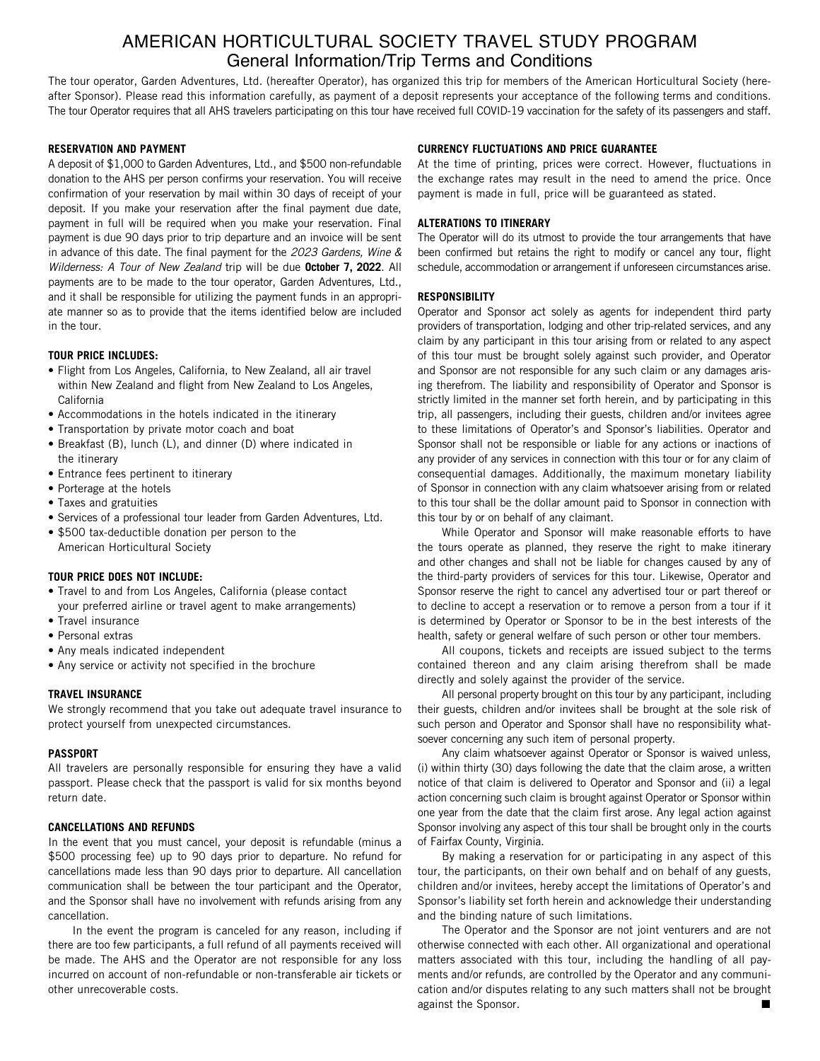# AMERICAN HORTICULTURAL SOCIETY TRAVEL STUDY PROGRAM
## General Information/Trip Terms and Conditions

The tour operator, Garden Adventures, Ltd. (hereafter Operator), has organized this trip for members of the American Horticultural Society (hereafter Sponsor). Please read this information carefully, as payment of a deposit represents your acceptance of the following terms and conditions. The tour Operator requires that all AHS travelers participating on this tour have received full COVID-19 vaccination for the safety of its passengers and staff.

### RESERVATION AND PAYMENT

A deposit of $1,000 to Garden Adventures, Ltd., and $500 non-refundable donation to the AHS per person confirms your reservation. You will receive confirmation of your reservation by mail within 30 days of receipt of your deposit. If you make your reservation after the final payment due date, payment in full will be required when you make your reservation. Final payment is due 90 days prior to trip departure and an invoice will be sent in advance of this date. The final payment for the *2023 Gardens, Wine & Wilderness: A Tour of New Zealand* trip will be due **October 7, 2022**. All payments are to be made to the tour operator, Garden Adventures, Ltd., and it shall be responsible for utilizing the payment funds in an appropriate manner so as to provide that the items identified below are included in the tour.

### TOUR PRICE INCLUDES:

- Flight from Los Angeles, California, to New Zealand, all air travel within New Zealand and flight from New Zealand to Los Angeles, California
- Accommodations in the hotels indicated in the itinerary
- Transportation by private motor coach and boat
- Breakfast (B), lunch (L), and dinner (D) where indicated in the itinerary
- Entrance fees pertinent to itinerary
- Porterage at the hotels
- Taxes and gratuities
- Services of a professional tour leader from Garden Adventures, Ltd.
- $500 tax-deductible donation per person to the American Horticultural Society

### TOUR PRICE DOES NOT INCLUDE:

- Travel to and from Los Angeles, California (please contact your preferred airline or travel agent to make arrangements)
- Travel insurance
- Personal extras
- Any meals indicated independent
- Any service or activity not specified in the brochure

### TRAVEL INSURANCE

We strongly recommend that you take out adequate travel insurance to protect yourself from unexpected circumstances.

### PASSPORT

All travelers are personally responsible for ensuring they have a valid passport. Please check that the passport is valid for six months beyond return date.

### CANCELLATIONS AND REFUNDS

In the event that you must cancel, your deposit is refundable (minus a $500 processing fee) up to 90 days prior to departure. No refund for cancellations made less than 90 days prior to departure. All cancellation communication shall be between the tour participant and the Operator, and the Sponsor shall have no involvement with refunds arising from any cancellation.

In the event the program is canceled for any reason, including if there are too few participants, a full refund of all payments received will be made. The AHS and the Operator are not responsible for any loss incurred on account of non-refundable or non-transferable air tickets or other unrecoverable costs.

### CURRENCY FLUCTUATIONS AND PRICE GUARANTEE

At the time of printing, prices were correct. However, fluctuations in the exchange rates may result in the need to amend the price. Once payment is made in full, price will be guaranteed as stated.

### ALTERATIONS TO ITINERARY

The Operator will do its utmost to provide the tour arrangements that have been confirmed but retains the right to modify or cancel any tour, flight schedule, accommodation or arrangement if unforeseen circumstances arise.

### RESPONSIBILITY

Operator and Sponsor act solely as agents for independent third party providers of transportation, lodging and other trip-related services, and any claim by any participant in this tour arising from or related to any aspect of this tour must be brought solely against such provider, and Operator and Sponsor are not responsible for any such claim or any damages arising therefrom. The liability and responsibility of Operator and Sponsor is strictly limited in the manner set forth herein, and by participating in this trip, all passengers, including their guests, children and/or invitees agree to these limitations of Operator's and Sponsor's liabilities. Operator and Sponsor shall not be responsible or liable for any actions or inactions of any provider of any services in connection with this tour or for any claim of consequential damages. Additionally, the maximum monetary liability of Sponsor in connection with any claim whatsoever arising from or related to this tour shall be the dollar amount paid to Sponsor in connection with this tour by or on behalf of any claimant.

While Operator and Sponsor will make reasonable efforts to have the tours operate as planned, they reserve the right to make itinerary and other changes and shall not be liable for changes caused by any of the third-party providers of services for this tour. Likewise, Operator and Sponsor reserve the right to cancel any advertised tour or part thereof or to decline to accept a reservation or to remove a person from a tour if it is determined by Operator or Sponsor to be in the best interests of the health, safety or general welfare of such person or other tour members.

All coupons, tickets and receipts are issued subject to the terms contained thereon and any claim arising therefrom shall be made directly and solely against the provider of the service.

All personal property brought on this tour by any participant, including their guests, children and/or invitees shall be brought at the sole risk of such person and Operator and Sponsor shall have no responsibility whatsoever concerning any such item of personal property.

Any claim whatsoever against Operator or Sponsor is waived unless, (i) within thirty (30) days following the date that the claim arose, a written notice of that claim is delivered to Operator and Sponsor and (ii) a legal action concerning such claim is brought against Operator or Sponsor within one year from the date that the claim first arose. Any legal action against Sponsor involving any aspect of this tour shall be brought only in the courts of Fairfax County, Virginia.

By making a reservation for or participating in any aspect of this tour, the participants, on their own behalf and on behalf of any guests, children and/or invitees, hereby accept the limitations of Operator's and Sponsor's liability set forth herein and acknowledge their understanding and the binding nature of such limitations.

The Operator and the Sponsor are not joint venturers and are not otherwise connected with each other. All organizational and operational matters associated with this tour, including the handling of all payments and/or refunds, are controlled by the Operator and any communication and/or disputes relating to any such matters shall not be brought against the Sponsor. ■